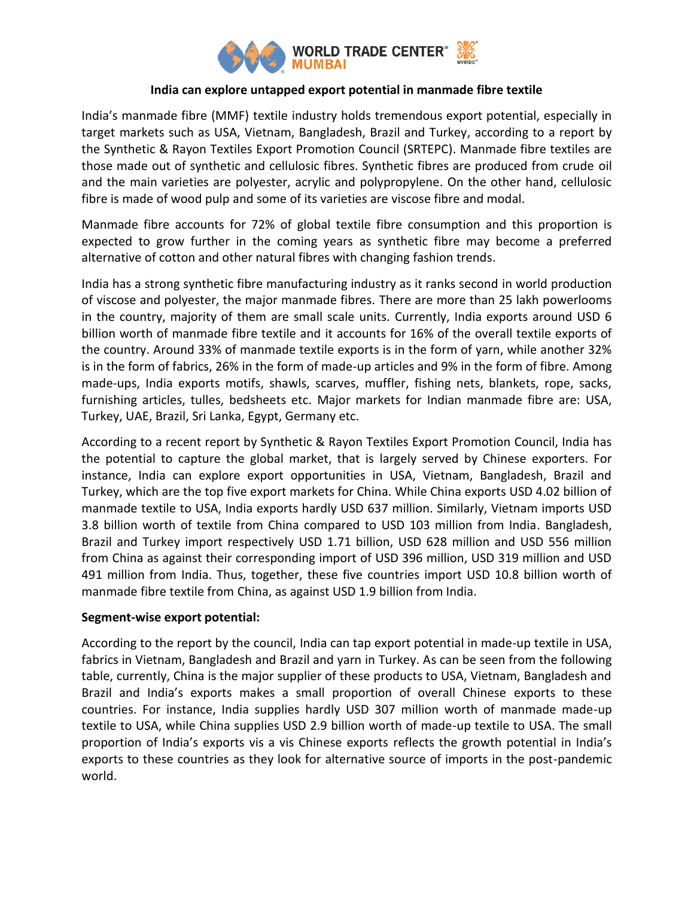# India can explore untapped export potential in manmade fibre textile

India's manmade fibre (MMF) textile industry holds tremendous export potential, especially in target markets such as USA, Vietnam, Bangladesh, Brazil and Turkey, according to a report by the Synthetic & Rayon Textiles Export Promotion Council (SRTEPC). Manmade fibre textiles are those made out of synthetic and cellulosic fibres. Synthetic fibres are produced from crude oil and the main varieties are polyester, acrylic and polypropylene. On the other hand, cellulosic fibre is made of wood pulp and some of its varieties are viscose fibre and modal.

Manmade fibre accounts for 72% of global textile fibre consumption and this proportion is expected to grow further in the coming years as synthetic fibre may become a preferred alternative of cotton and other natural fibres with changing fashion trends.

India has a strong synthetic fibre manufacturing industry as it ranks second in world production of viscose and polyester, the major manmade fibres. There are more than 25 lakh powerlooms in the country, majority of them are small scale units. Currently, India exports around USD 6 billion worth of manmade fibre textile and it accounts for 16% of the overall textile exports of the country. Around 33% of manmade textile exports is in the form of yarn, while another 32% is in the form of fabrics, 26% in the form of made-up articles and 9% in the form of fibre. Among made-ups, India exports motifs, shawls, scarves, muffler, fishing nets, blankets, rope, sacks, furnishing articles, tulles, bedsheets etc. Major markets for Indian manmade fibre are: USA, Turkey, UAE, Brazil, Sri Lanka, Egypt, Germany etc.

According to a recent report by Synthetic & Rayon Textiles Export Promotion Council, India has the potential to capture the global market, that is largely served by Chinese exporters. For instance, India can explore export opportunities in USA, Vietnam, Bangladesh, Brazil and Turkey, which are the top five export markets for China. While China exports USD 4.02 billion of manmade textile to USA, India exports hardly USD 637 million. Similarly, Vietnam imports USD 3.8 billion worth of textile from China compared to USD 103 million from India. Bangladesh, Brazil and Turkey import respectively USD 1.71 billion, USD 628 million and USD 556 million from China as against their corresponding import of USD 396 million, USD 319 million and USD 491 million from India. Thus, together, these five countries import USD 10.8 billion worth of manmade fibre textile from China, as against USD 1.9 billion from India.

**Segment-wise export potential:**

According to the report by the council, India can tap export potential in made-up textile in USA, fabrics in Vietnam, Bangladesh and Brazil and yarn in Turkey. As can be seen from the following table, currently, China is the major supplier of these products to USA, Vietnam, Bangladesh and Brazil and India's exports makes a small proportion of overall Chinese exports to these countries. For instance, India supplies hardly USD 307 million worth of manmade made-up textile to USA, while China supplies USD 2.9 billion worth of made-up textile to USA. The small proportion of India's exports vis a vis Chinese exports reflects the growth potential in India's exports to these countries as they look for alternative source of imports in the post-pandemic world.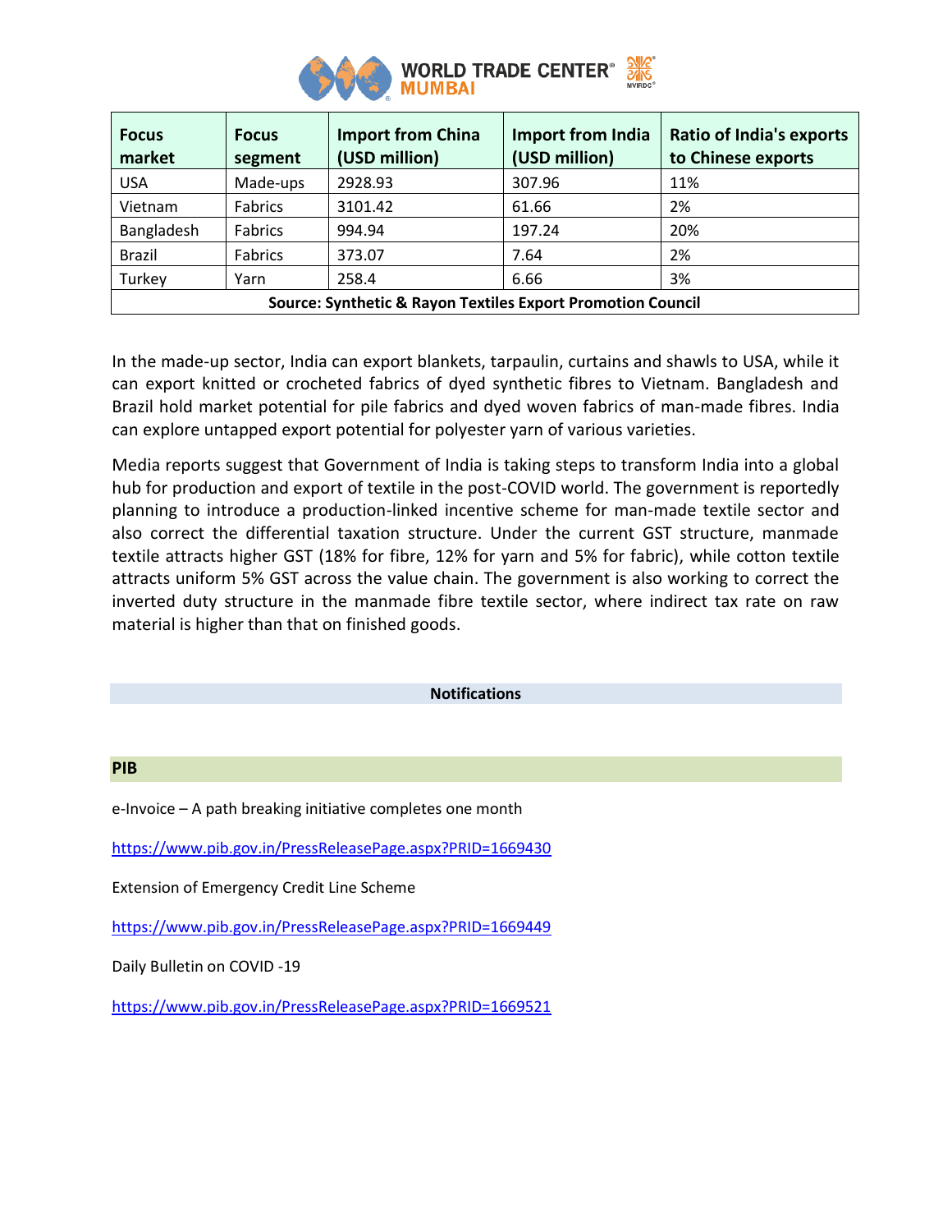| Focus market | Focus segment | Import from China (USD million) | Import from India (USD million) | Ratio of India's exports to Chinese exports |
|---|---|---|---|---|
| USA | Made-ups | 2928.93 | 307.96 | 11% |
| Vietnam | Fabrics | 3101.42 | 61.66 | 2% |
| Bangladesh | Fabrics | 994.94 | 197.24 | 20% |
| Brazil | Fabrics | 373.07 | 7.64 | 2% |
| Turkey | Yarn | 258.4 | 6.66 | 3% |

**Source: Synthetic & Rayon Textiles Export Promotion Council**

In the made-up sector, India can export blankets, tarpaulin, curtains and shawls to USA, while it can export knitted or crocheted fabrics of dyed synthetic fibres to Vietnam. Bangladesh and Brazil hold market potential for pile fabrics and dyed woven fabrics of man-made fibres. India can explore untapped export potential for polyester yarn of various varieties.

Media reports suggest that Government of India is taking steps to transform India into a global hub for production and export of textile in the post-COVID world. The government is reportedly planning to introduce a production-linked incentive scheme for man-made textile sector and also correct the differential taxation structure. Under the current GST structure, manmade textile attracts higher GST (18% for fibre, 12% for yarn and 5% for fabric), while cotton textile attracts uniform 5% GST across the value chain. The government is also working to correct the inverted duty structure in the manmade fibre textile sector, where indirect tax rate on raw material is higher than that on finished goods.

## Notifications

### PIB

e-Invoice – A path breaking initiative completes one month

https://www.pib.gov.in/PressReleasePage.aspx?PRID=1669430

Extension of Emergency Credit Line Scheme

https://www.pib.gov.in/PressReleasePage.aspx?PRID=1669449

Daily Bulletin on COVID -19

https://www.pib.gov.in/PressReleasePage.aspx?PRID=1669521